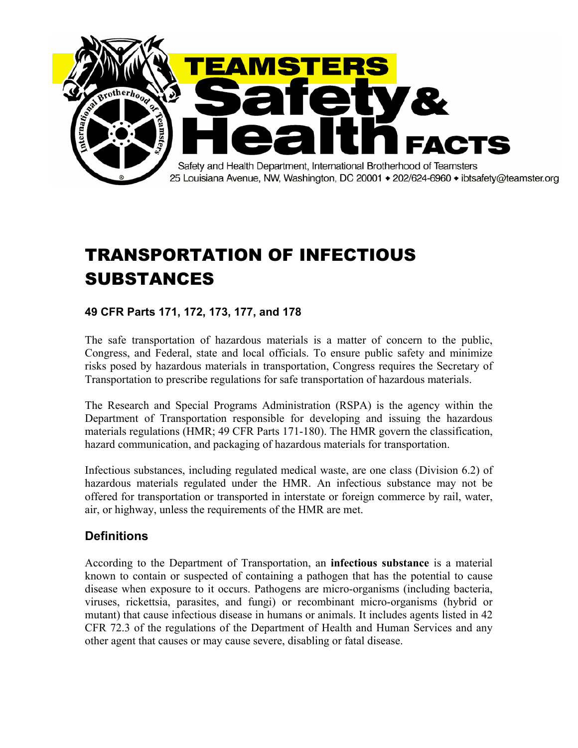# TEAMSTERS Safety & Health FACTS

Safety and Health Department, International Brotherhood of Teamsters
25 Louisiana Avenue, NW, Washington, DC 20001 • 202/624-6960 • ibtsafety@teamster.org

# TRANSPORTATION OF INFECTIOUS SUBSTANCES

**49 CFR Parts 171, 172, 173, 177, and 178**

The safe transportation of hazardous materials is a matter of concern to the public, Congress, and Federal, state and local officials. To ensure public safety and minimize risks posed by hazardous materials in transportation, Congress requires the Secretary of Transportation to prescribe regulations for safe transportation of hazardous materials.

The Research and Special Programs Administration (RSPA) is the agency within the Department of Transportation responsible for developing and issuing the hazardous materials regulations (HMR; 49 CFR Parts 171-180). The HMR govern the classification, hazard communication, and packaging of hazardous materials for transportation.

Infectious substances, including regulated medical waste, are one class (Division 6.2) of hazardous materials regulated under the HMR. An infectious substance may not be offered for transportation or transported in interstate or foreign commerce by rail, water, air, or highway, unless the requirements of the HMR are met.

## Definitions

According to the Department of Transportation, an **infectious substance** is a material known to contain or suspected of containing a pathogen that has the potential to cause disease when exposure to it occurs. Pathogens are micro-organisms (including bacteria, viruses, rickettsia, parasites, and fungi) or recombinant micro-organisms (hybrid or mutant) that cause infectious disease in humans or animals. It includes agents listed in 42 CFR 72.3 of the regulations of the Department of Health and Human Services and any other agent that causes or may cause severe, disabling or fatal disease.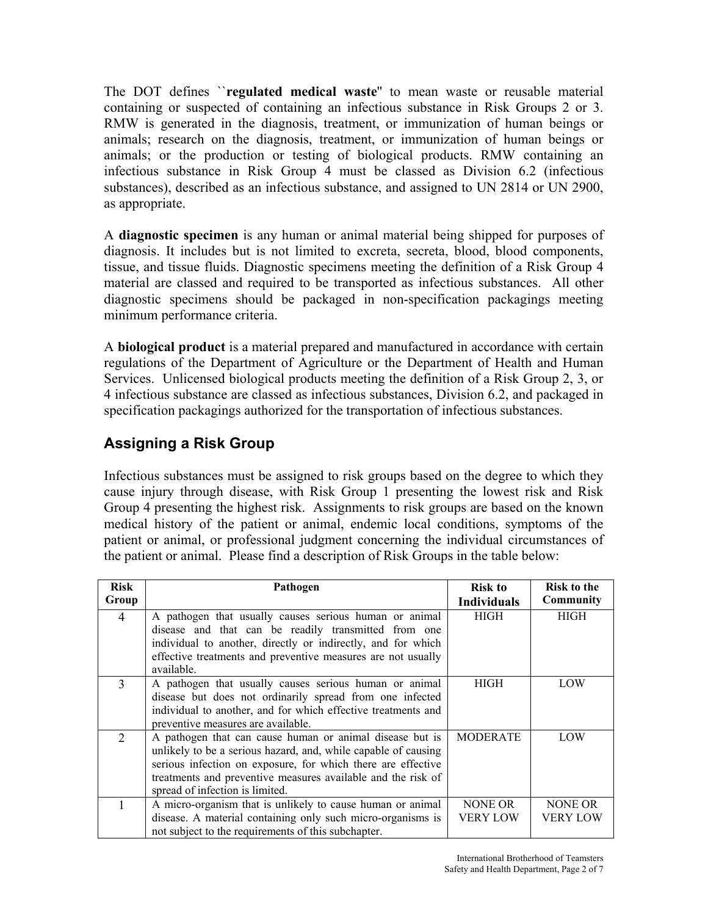The DOT defines ``**regulated medical waste**'' to mean waste or reusable material containing or suspected of containing an infectious substance in Risk Groups 2 or 3. RMW is generated in the diagnosis, treatment, or immunization of human beings or animals; research on the diagnosis, treatment, or immunization of human beings or animals; or the production or testing of biological products. RMW containing an infectious substance in Risk Group 4 must be classed as Division 6.2 (infectious substances), described as an infectious substance, and assigned to UN 2814 or UN 2900, as appropriate.

A **diagnostic specimen** is any human or animal material being shipped for purposes of diagnosis. It includes but is not limited to excreta, secreta, blood, blood components, tissue, and tissue fluids. Diagnostic specimens meeting the definition of a Risk Group 4 material are classed and required to be transported as infectious substances. All other diagnostic specimens should be packaged in non-specification packagings meeting minimum performance criteria.

A **biological product** is a material prepared and manufactured in accordance with certain regulations of the Department of Agriculture or the Department of Health and Human Services. Unlicensed biological products meeting the definition of a Risk Group 2, 3, or 4 infectious substance are classed as infectious substances, Division 6.2, and packaged in specification packagings authorized for the transportation of infectious substances.

## Assigning a Risk Group

Infectious substances must be assigned to risk groups based on the degree to which they cause injury through disease, with Risk Group 1 presenting the lowest risk and Risk Group 4 presenting the highest risk. Assignments to risk groups are based on the known medical history of the patient or animal, endemic local conditions, symptoms of the patient or animal, or professional judgment concerning the individual circumstances of the patient or animal. Please find a description of Risk Groups in the table below:

| Risk Group | Pathogen | Risk to Individuals | Risk to the Community |
|---|---|---|---|
| 4 | A pathogen that usually causes serious human or animal disease and that can be readily transmitted from one individual to another, directly or indirectly, and for which effective treatments and preventive measures are not usually available. | HIGH | HIGH |
| 3 | A pathogen that usually causes serious human or animal disease but does not ordinarily spread from one infected individual to another, and for which effective treatments and preventive measures are available. | HIGH | LOW |
| 2 | A pathogen that can cause human or animal disease but is unlikely to be a serious hazard, and, while capable of causing serious infection on exposure, for which there are effective treatments and preventive measures available and the risk of spread of infection is limited. | MODERATE | LOW |
| 1 | A micro-organism that is unlikely to cause human or animal disease. A material containing only such micro-organisms is not subject to the requirements of this subchapter. | NONE OR VERY LOW | NONE OR VERY LOW |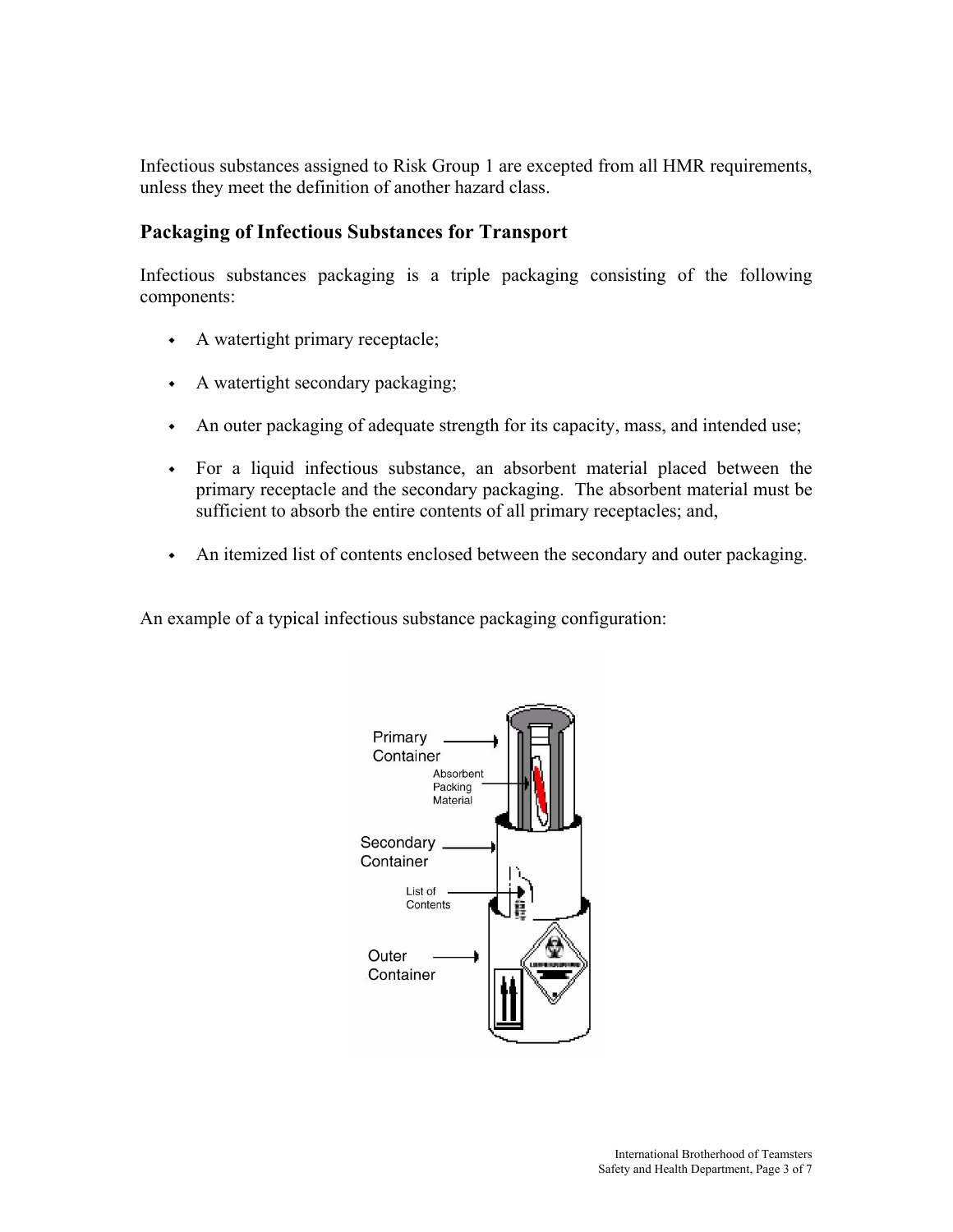Infectious substances assigned to Risk Group 1 are excepted from all HMR requirements, unless they meet the definition of another hazard class.

## Packaging of Infectious Substances for Transport

Infectious substances packaging is a triple packaging consisting of the following components:

- A watertight primary receptacle;
- A watertight secondary packaging;
- An outer packaging of adequate strength for its capacity, mass, and intended use;
- For a liquid infectious substance, an absorbent material placed between the primary receptacle and the secondary packaging. The absorbent material must be sufficient to absorb the entire contents of all primary receptacles; and,
- An itemized list of contents enclosed between the secondary and outer packaging.

An example of a typical infectious substance packaging configuration: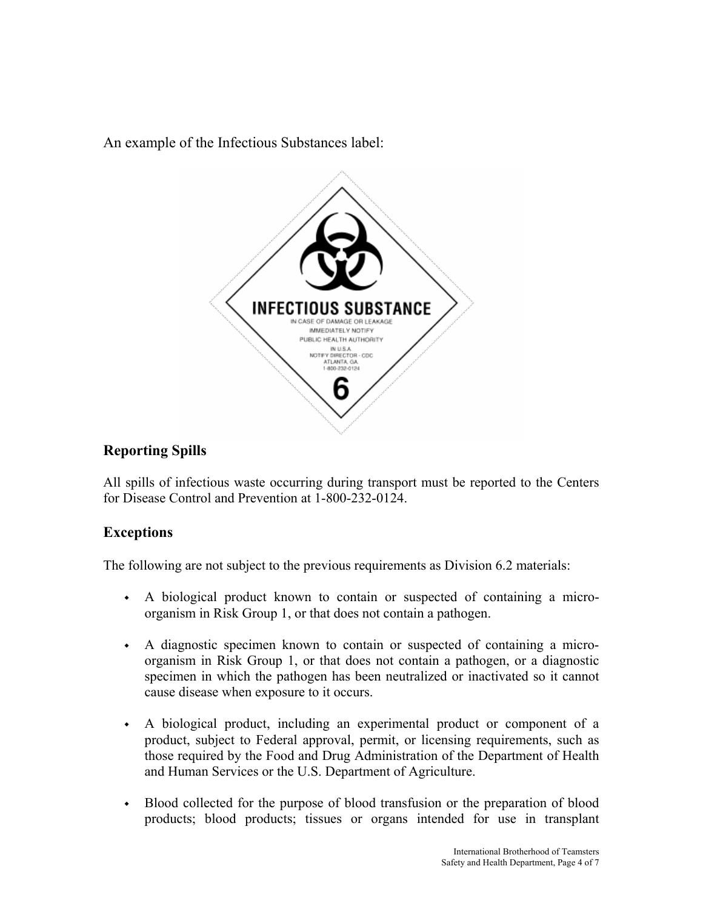An example of the Infectious Substances label:

## Reporting Spills

All spills of infectious waste occurring during transport must be reported to the Centers for Disease Control and Prevention at 1-800-232-0124.

## Exceptions

The following are not subject to the previous requirements as Division 6.2 materials:

- A biological product known to contain or suspected of containing a micro-organism in Risk Group 1, or that does not contain a pathogen.

- A diagnostic specimen known to contain or suspected of containing a micro-organism in Risk Group 1, or that does not contain a pathogen, or a diagnostic specimen in which the pathogen has been neutralized or inactivated so it cannot cause disease when exposure to it occurs.

- A biological product, including an experimental product or component of a product, subject to Federal approval, permit, or licensing requirements, such as those required by the Food and Drug Administration of the Department of Health and Human Services or the U.S. Department of Agriculture.

- Blood collected for the purpose of blood transfusion or the preparation of blood products; blood products; tissues or organs intended for use in transplant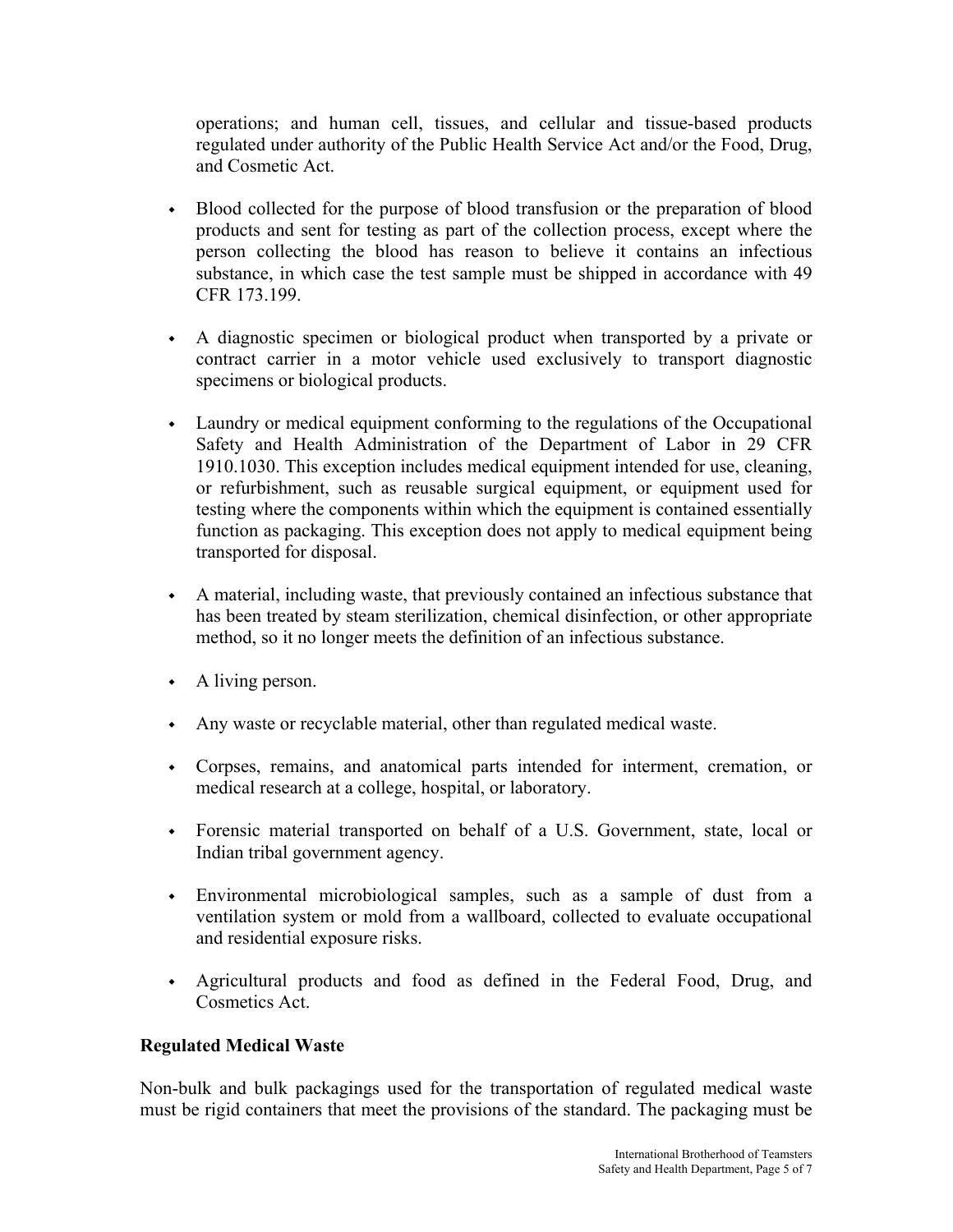operations; and human cell, tissues, and cellular and tissue-based products regulated under authority of the Public Health Service Act and/or the Food, Drug, and Cosmetic Act.

- Blood collected for the purpose of blood transfusion or the preparation of blood products and sent for testing as part of the collection process, except where the person collecting the blood has reason to believe it contains an infectious substance, in which case the test sample must be shipped in accordance with 49 CFR 173.199.

- A diagnostic specimen or biological product when transported by a private or contract carrier in a motor vehicle used exclusively to transport diagnostic specimens or biological products.

- Laundry or medical equipment conforming to the regulations of the Occupational Safety and Health Administration of the Department of Labor in 29 CFR 1910.1030. This exception includes medical equipment intended for use, cleaning, or refurbishment, such as reusable surgical equipment, or equipment used for testing where the components within which the equipment is contained essentially function as packaging. This exception does not apply to medical equipment being transported for disposal.

- A material, including waste, that previously contained an infectious substance that has been treated by steam sterilization, chemical disinfection, or other appropriate method, so it no longer meets the definition of an infectious substance.

- A living person.

- Any waste or recyclable material, other than regulated medical waste.

- Corpses, remains, and anatomical parts intended for interment, cremation, or medical research at a college, hospital, or laboratory.

- Forensic material transported on behalf of a U.S. Government, state, local or Indian tribal government agency.

- Environmental microbiological samples, such as a sample of dust from a ventilation system or mold from a wallboard, collected to evaluate occupational and residential exposure risks.

- Agricultural products and food as defined in the Federal Food, Drug, and Cosmetics Act.

**Regulated Medical Waste**

Non-bulk and bulk packagings used for the transportation of regulated medical waste must be rigid containers that meet the provisions of the standard. The packaging must be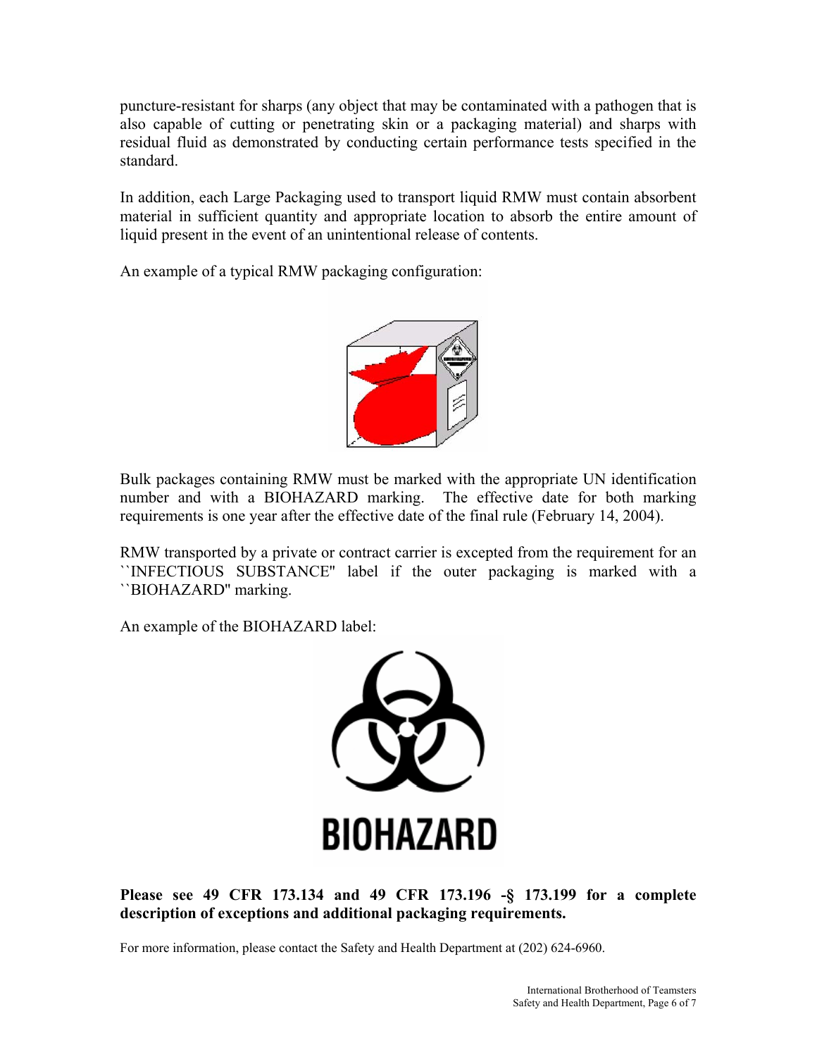puncture-resistant for sharps (any object that may be contaminated with a pathogen that is also capable of cutting or penetrating skin or a packaging material) and sharps with residual fluid as demonstrated by conducting certain performance tests specified in the standard.

In addition, each Large Packaging used to transport liquid RMW must contain absorbent material in sufficient quantity and appropriate location to absorb the entire amount of liquid present in the event of an unintentional release of contents.

An example of a typical RMW packaging configuration:

Bulk packages containing RMW must be marked with the appropriate UN identification number and with a BIOHAZARD marking. The effective date for both marking requirements is one year after the effective date of the final rule (February 14, 2004).

RMW transported by a private or contract carrier is excepted from the requirement for an ``INFECTIOUS SUBSTANCE'' label if the outer packaging is marked with a ``BIOHAZARD'' marking.

An example of the BIOHAZARD label:

**Please see 49 CFR 173.134 and 49 CFR 173.196 -§ 173.199 for a complete description of exceptions and additional packaging requirements.**

For more information, please contact the Safety and Health Department at (202) 624-6960.